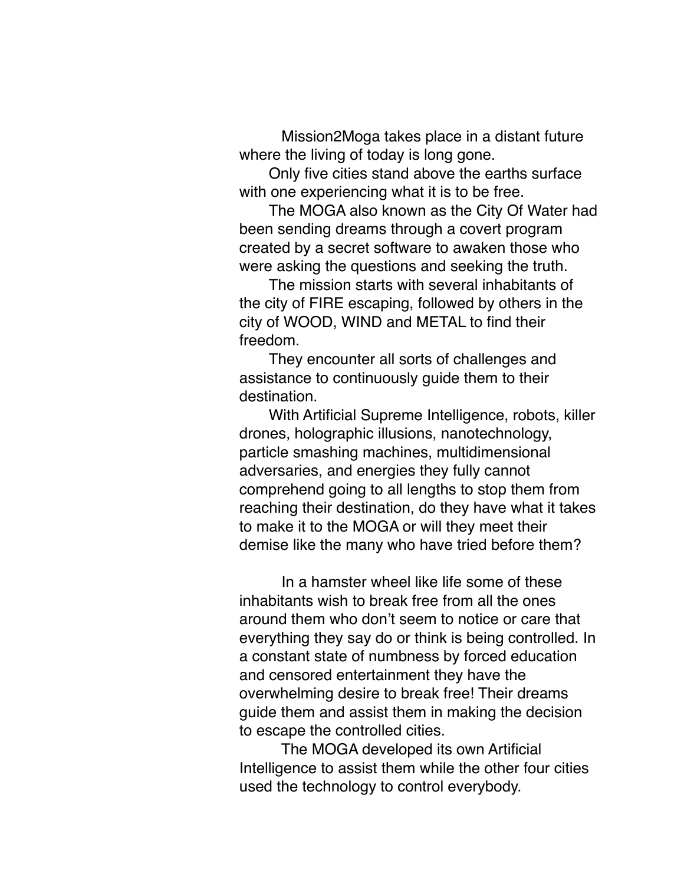Mission2Moga takes place in a distant future where the living of today is long gone.

Only five cities stand above the earths surface with one experiencing what it is to be free.

The MOGA also known as the City Of Water had been sending dreams through a covert program created by a secret software to awaken those who were asking the questions and seeking the truth.

The mission starts with several inhabitants of the city of FIRE escaping, followed by others in the city of WOOD, WIND and METAL to find their freedom.

They encounter all sorts of challenges and assistance to continuously guide them to their destination.

With Artificial Supreme Intelligence, robots, killer drones, holographic illusions, nanotechnology, particle smashing machines, multidimensional adversaries, and energies they fully cannot comprehend going to all lengths to stop them from reaching their destination, do they have what it takes to make it to the MOGA or will they meet their demise like the many who have tried before them?

In a hamster wheel like life some of these inhabitants wish to break free from all the ones around them who don't seem to notice or care that everything they say do or think is being controlled. In a constant state of numbness by forced education and censored entertainment they have the overwhelming desire to break free! Their dreams guide them and assist them in making the decision to escape the controlled cities.

The MOGA developed its own Artificial Intelligence to assist them while the other four cities used the technology to control everybody.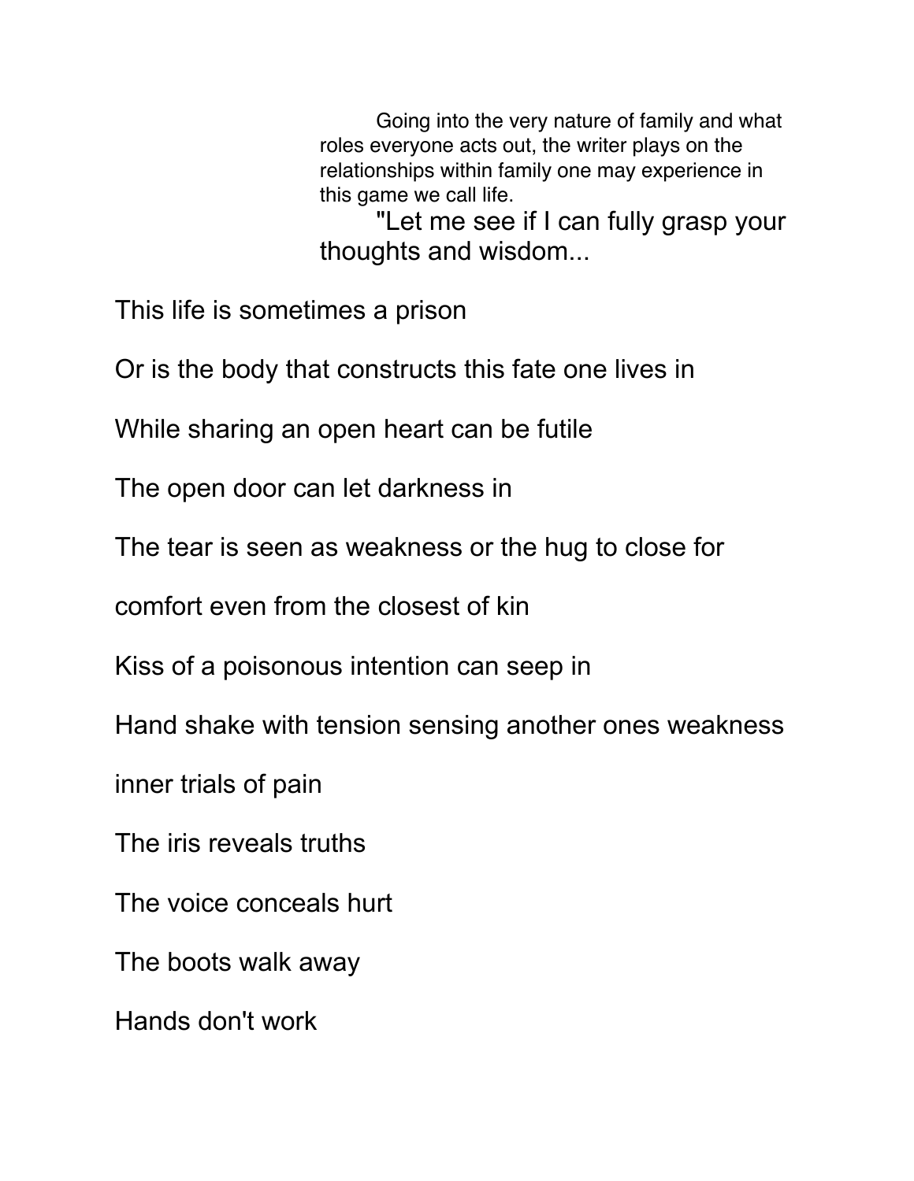Going into the very nature of family and what roles everyone acts out, the writer plays on the relationships within family one may experience in this game we call life.

"Let me see if I can fully grasp your thoughts and wisdom...

This life is sometimes a prison

Or is the body that constructs this fate one lives in

While sharing an open heart can be futile

The open door can let darkness in

The tear is seen as weakness or the hug to close for

comfort even from the closest of kin

Kiss of a poisonous intention can seep in

Hand shake with tension sensing another ones weakness

inner trials of pain

The iris reveals truths

The voice conceals hurt

The boots walk away

Hands don't work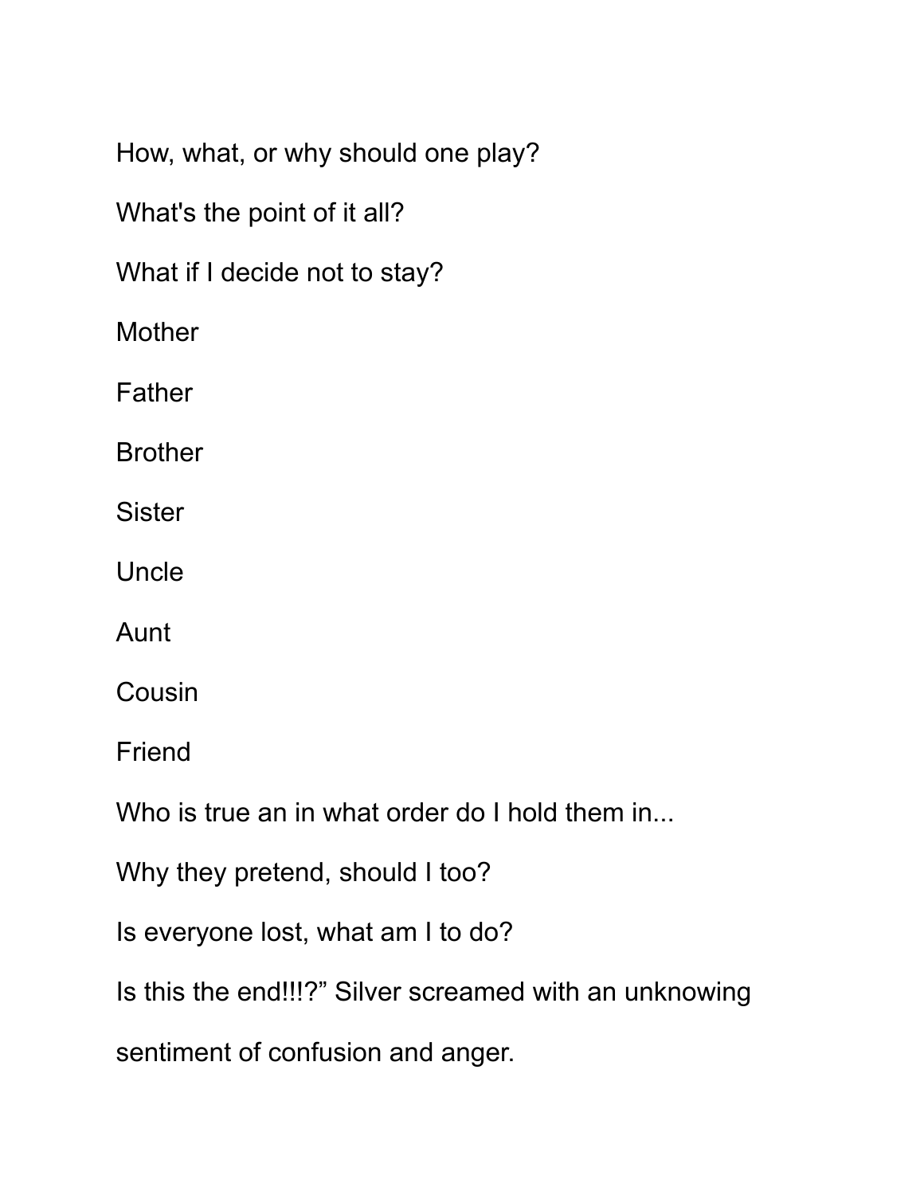How, what, or why should one play?

What's the point of it all?

What if I decide not to stay?

Mother

Father

Brother

Sister

Uncle

Aunt

Cousin

Friend

Who is true an in what order do I hold them in...

Why they pretend, should I too?

Is everyone lost, what am I to do?

Is this the end!!!?" Silver screamed with an unknowing sentiment of confusion and anger.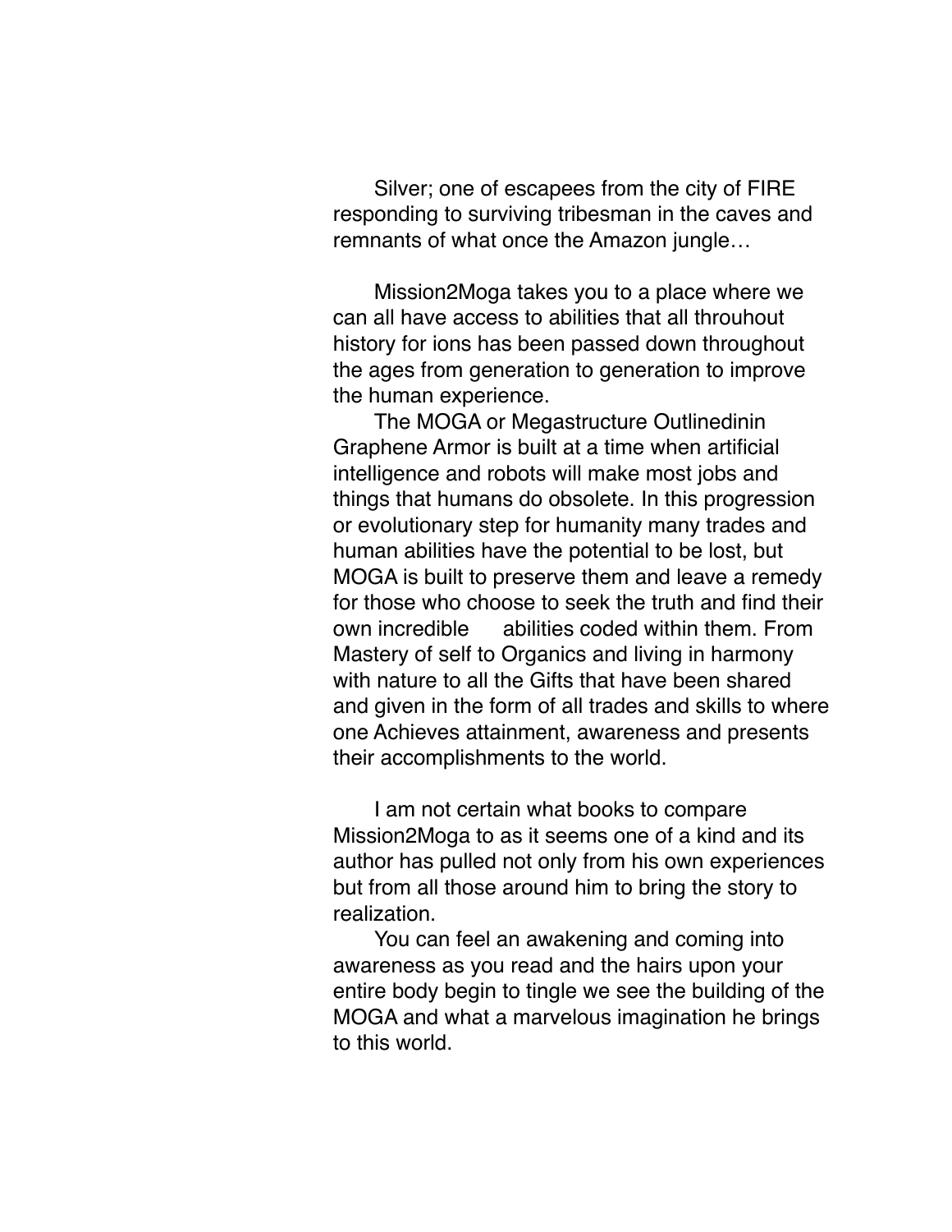Silver; one of escapees from the city of FIRE responding to surviving tribesman in the caves and remnants of what once the Amazon jungle…

Mission2Moga takes you to a place where we can all have access to abilities that all throuhout history for ions has been passed down throughout the ages from generation to generation to improve the human experience.

The MOGA or Megastructure Outlinedinin Graphene Armor is built at a time when artificial intelligence and robots will make most jobs and things that humans do obsolete. In this progression or evolutionary step for humanity many trades and human abilities have the potential to be lost, but MOGA is built to preserve them and leave a remedy for those who choose to seek the truth and find their own incredible abilities coded within them. From Mastery of self to Organics and living in harmony with nature to all the Gifts that have been shared and given in the form of all trades and skills to where one Achieves attainment, awareness and presents their accomplishments to the world.

I am not certain what books to compare Mission2Moga to as it seems one of a kind and its author has pulled not only from his own experiences but from all those around him to bring the story to realization.

You can feel an awakening and coming into awareness as you read and the hairs upon your entire body begin to tingle we see the building of the MOGA and what a marvelous imagination he brings to this world.